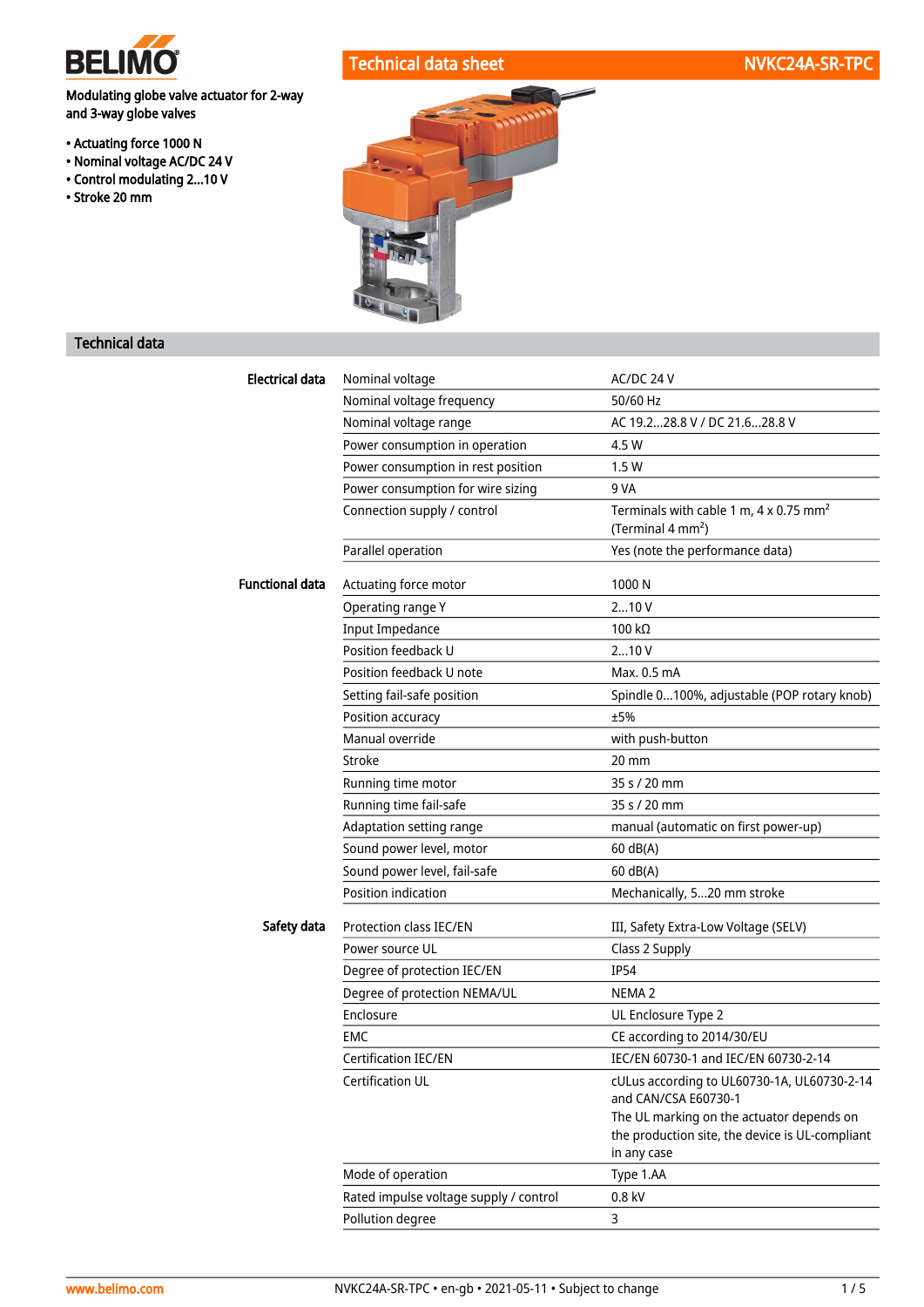# Technical data sheet NVKC24A-SR-TPC

**Modulating globe valve actuator for 2-way and 3-way globe valves**

- Actuating force 1000 N
- Nominal voltage AC/DC 24 V
- Control modulating 2...10 V
- Stroke 20 mm

## Technical data

| | | |
|---|---|---|
| **Electrical data** | Nominal voltage | AC/DC 24 V |
| | Nominal voltage frequency | 50/60 Hz |
| | Nominal voltage range | AC 19.2...28.8 V / DC 21.6...28.8 V |
| | Power consumption in operation | 4.5 W |
| | Power consumption in rest position | 1.5 W |
| | Power consumption for wire sizing | 9 VA |
| | Connection supply / control | Terminals with cable 1 m, 4 x 0.75 mm² (Terminal 4 mm²) |
| | Parallel operation | Yes (note the performance data) |
| **Functional data** | Actuating force motor | 1000 N |
| | Operating range Y | 2...10 V |
| | Input Impedance | 100 kΩ |
| | Position feedback U | 2...10 V |
| | Position feedback U note | Max. 0.5 mA |
| | Setting fail-safe position | Spindle 0...100%, adjustable (POP rotary knob) |
| | Position accuracy | ±5% |
| | Manual override | with push-button |
| | Stroke | 20 mm |
| | Running time motor | 35 s / 20 mm |
| | Running time fail-safe | 35 s / 20 mm |
| | Adaptation setting range | manual (automatic on first power-up) |
| | Sound power level, motor | 60 dB(A) |
| | Sound power level, fail-safe | 60 dB(A) |
| | Position indication | Mechanically, 5...20 mm stroke |
| **Safety data** | Protection class IEC/EN | III, Safety Extra-Low Voltage (SELV) |
| | Power source UL | Class 2 Supply |
| | Degree of protection IEC/EN | IP54 |
| | Degree of protection NEMA/UL | NEMA 2 |
| | Enclosure | UL Enclosure Type 2 |
| | EMC | CE according to 2014/30/EU |
| | Certification IEC/EN | IEC/EN 60730-1 and IEC/EN 60730-2-14 |
| | Certification UL | cULus according to UL60730-1A, UL60730-2-14 and CAN/CSA E60730-1 The UL marking on the actuator depends on the production site, the device is UL-compliant in any case |
| | Mode of operation | Type 1.AA |
| | Rated impulse voltage supply / control | 0.8 kV |
| | Pollution degree | 3 |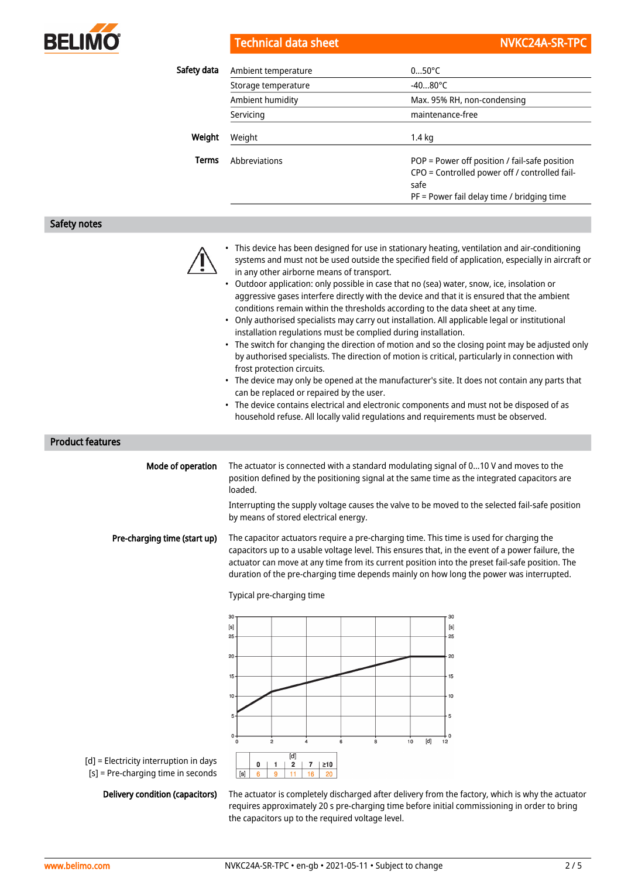| | | |
|---|---|---|
| **Safety data** | Ambient temperature | 0...50°C |
| | Storage temperature | -40...80°C |
| | Ambient humidity | Max. 95% RH, non-condensing |
| | Servicing | maintenance-free |
| **Weight** | Weight | 1.4 kg |
| **Terms** | Abbreviations | POP = Power off position / fail-safe position<br>CPO = Controlled power off / controlled fail-safe<br>PF = Power fail delay time / bridging time |

## Safety notes

- This device has been designed for use in stationary heating, ventilation and air-conditioning systems and must not be used outside the specified field of application, especially in aircraft or in any other airborne means of transport.
- Outdoor application: only possible in case that no (sea) water, snow, ice, insolation or aggressive gases interfere directly with the device and that it is ensured that the ambient conditions remain within the thresholds according to the data sheet at any time.
- Only authorised specialists may carry out installation. All applicable legal or institutional installation regulations must be complied during installation.
- The switch for changing the direction of motion and so the closing point may be adjusted only by authorised specialists. The direction of motion is critical, particularly in connection with frost protection circuits.
- The device may only be opened at the manufacturer's site. It does not contain any parts that can be replaced or repaired by the user.
- The device contains electrical and electronic components and must not be disposed of as household refuse. All locally valid regulations and requirements must be observed.

## Product features

**Mode of operation**

The actuator is connected with a standard modulating signal of 0...10 V and moves to the position defined by the positioning signal at the same time as the integrated capacitors are loaded.

Interrupting the supply voltage causes the valve to be moved to the selected fail-safe position by means of stored electrical energy.

**Pre-charging time (start up)**

The capacitor actuators require a pre-charging time. This time is used for charging the capacitors up to a usable voltage level. This ensures that, in the event of a power failure, the actuator can move at any time from its current position into the preset fail-safe position. The duration of the pre-charging time depends mainly on how long the power was interrupted.

Typical pre-charging time

[d] = Electricity interruption in days
[s] = Pre-charging time in seconds

| [d] | 0 | 1 | 2 | 7 | ≥10 |
|---|---|---|---|---|---|
| [s] | 6 | 9 | 11 | 16 | 20 |

**Delivery condition (capacitors)**

The actuator is completely discharged after delivery from the factory, which is why the actuator requires approximately 20 s pre-charging time before initial commissioning in order to bring the capacitors up to the required voltage level.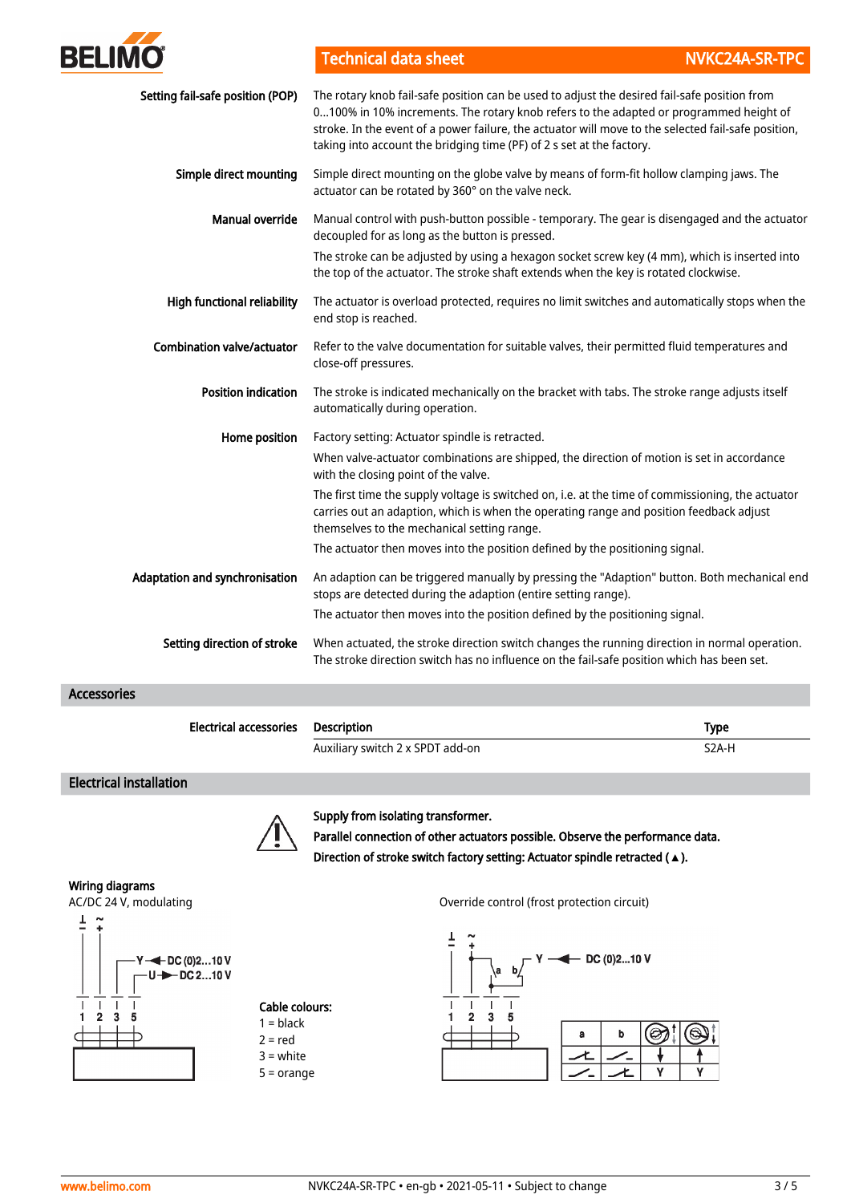**Setting fail-safe position (POP)**
The rotary knob fail-safe position can be used to adjust the desired fail-safe position from 0...100% in 10% increments. The rotary knob refers to the adapted or programmed height of stroke. In the event of a power failure, the actuator will move to the selected fail-safe position, taking into account the bridging time (PF) of 2 s set at the factory.

**Simple direct mounting**
Simple direct mounting on the globe valve by means of form-fit hollow clamping jaws. The actuator can be rotated by 360° on the valve neck.

**Manual override**
Manual control with push-button possible - temporary. The gear is disengaged and the actuator decoupled for as long as the button is pressed.

The stroke can be adjusted by using a hexagon socket screw key (4 mm), which is inserted into the top of the actuator. The stroke shaft extends when the key is rotated clockwise.

**High functional reliability**
The actuator is overload protected, requires no limit switches and automatically stops when the end stop is reached.

**Combination valve/actuator**
Refer to the valve documentation for suitable valves, their permitted fluid temperatures and close-off pressures.

**Position indication**
The stroke is indicated mechanically on the bracket with tabs. The stroke range adjusts itself automatically during operation.

**Home position**
Factory setting: Actuator spindle is retracted.

When valve-actuator combinations are shipped, the direction of motion is set in accordance with the closing point of the valve.

The first time the supply voltage is switched on, i.e. at the time of commissioning, the actuator carries out an adaption, which is when the operating range and position feedback adjust themselves to the mechanical setting range.

The actuator then moves into the position defined by the positioning signal.

**Adaptation and synchronisation**
An adaption can be triggered manually by pressing the "Adaption" button. Both mechanical end stops are detected during the adaption (entire setting range).

The actuator then moves into the position defined by the positioning signal.

**Setting direction of stroke**
When actuated, the stroke direction switch changes the running direction in normal operation. The stroke direction switch has no influence on the fail-safe position which has been set.

## Accessories

**Electrical accessories**

| Description | Type |
|---|---|
| Auxiliary switch 2 x SPDT add-on | S2A-H |

## Electrical installation

**Supply from isolating transformer.**
**Parallel connection of other actuators possible. Observe the performance data.**
**Direction of stroke switch factory setting: Actuator spindle retracted (▲).**

**Wiring diagrams**

AC/DC 24 V, modulating

⊥ − ~ +
Y ◄ DC (0)2...10 V
U ► DC 2...10 V
1 2 3 5

**Cable colours:**
1 = black
2 = red
3 = white
5 = orange

Override control (frost protection circuit)

⊥ − ~ +
a b Y ◄ DC (0)2...10 V
1 2 3 5

| a | b | ↕ | ↕ |
|---|---|---|---|
| closed | open | ↓ | ↑ |
| open | closed | Y | Y |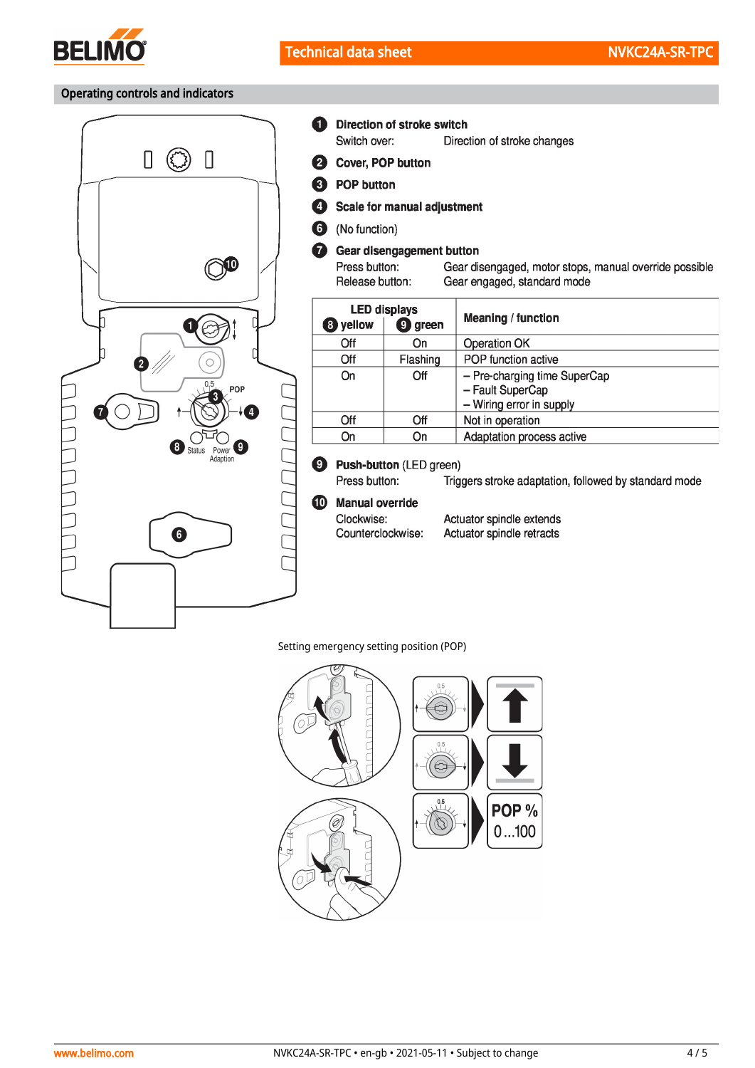## Operating controls and indicators

**1 Direction of stroke switch**

Switch over: Direction of stroke changes

**2 Cover, POP button**

**3 POP button**

**4 Scale for manual adjustment**

**6** (No function)

**7 Gear disengagement button**

Press button: Gear disengaged, motor stops, manual override possible

Release button: Gear engaged, standard mode

| LED displays 8 yellow | 9 green | Meaning / function |
|---|---|---|
| Off | On | Operation OK |
| Off | Flashing | POP function active |
| On | Off | – Pre-charging time SuperCap<br>– Fault SuperCap<br>– Wiring error in supply |
| Off | Off | Not in operation |
| On | On | Adaptation process active |

**9 Push-button** (LED green)

Press button: Triggers stroke adaptation, followed by standard mode

**10 Manual override**

Clockwise: Actuator spindle extends

Counterclockwise: Actuator spindle retracts

Setting emergency setting position (POP)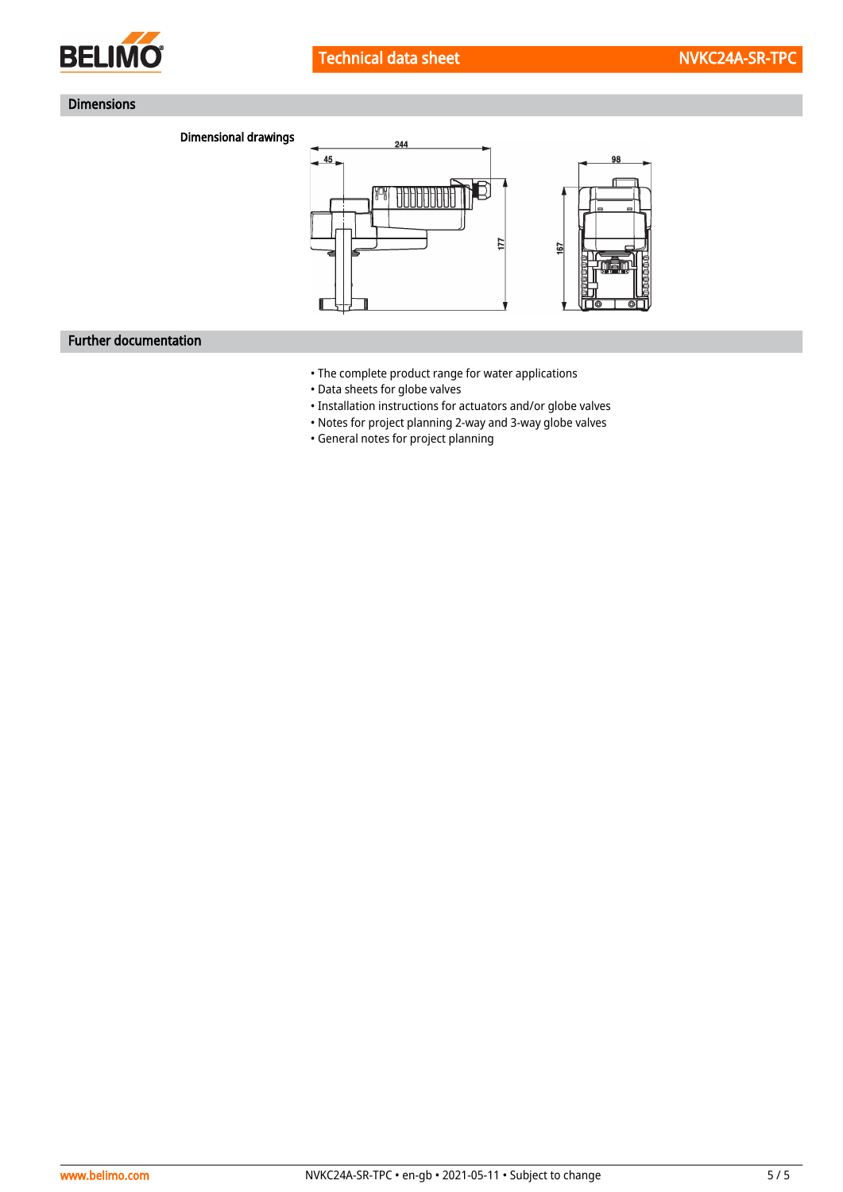## Dimensions

### Dimensional drawings

244

45

177

98

167

## Further documentation

- The complete product range for water applications
- Data sheets for globe valves
- Installation instructions for actuators and/or globe valves
- Notes for project planning 2-way and 3-way globe valves
- General notes for project planning